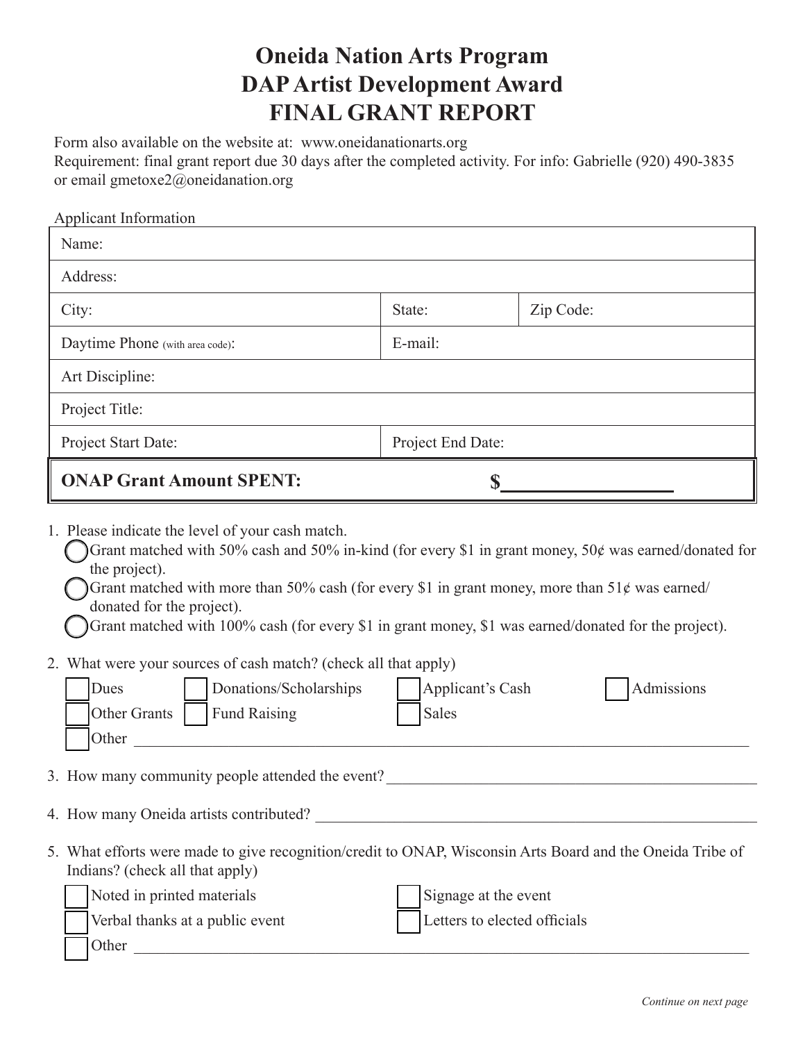# Oneida Nation Arts Program
# DAP Artist Development Award
# FINAL GRANT REPORT

Form also available on the website at: www.oneidanationarts.org
Requirement: final grant report due 30 days after the completed activity. For info: Gabrielle (920) 490-3835 or email gmetoxe2@oneidanation.org

Applicant Information

| | | |
|---|---|---|
| Name: | | |
| Address: | | |
| City: | State: | Zip Code: |
| Daytime Phone (with area code): | E-mail: | |
| Art Discipline: | | |
| Project Title: | | |
| Project Start Date: | Project End Date: | |
| **ONAP Grant Amount SPENT:** | **$\_\_\_\_\_\_\_\_\_\_\_\_\_\_\_\_** | |

1. Please indicate the level of your cash match.
   - ◯ Grant matched with 50% cash and 50% in-kind (for every $1 in grant money, 50¢ was earned/donated for the project).
   - ◯ Grant matched with more than 50% cash (for every $1 in grant money, more than 51¢ was earned/donated for the project).
   - ◯ Grant matched with 100% cash (for every $1 in grant money, $1 was earned/donated for the project).

2. What were your sources of cash match? (check all that apply)
   - ☐ Dues
   - ☐ Donations/Scholarships
   - ☐ Applicant's Cash
   - ☐ Admissions
   - ☐ Other Grants
   - ☐ Fund Raising
   - ☐ Sales
   - ☐ Other \_\_\_\_\_\_\_\_\_\_\_\_\_\_\_\_\_\_\_\_\_\_\_\_\_\_\_\_\_\_\_\_\_\_\_\_\_\_\_\_

3. How many community people attended the event? \_\_\_\_\_\_\_\_\_\_\_\_\_\_\_\_\_\_\_\_\_\_\_\_\_\_\_\_\_\_

4. How many Oneida artists contributed? \_\_\_\_\_\_\_\_\_\_\_\_\_\_\_\_\_\_\_\_\_\_\_\_\_\_\_\_\_\_\_\_\_\_\_\_

5. What efforts were made to give recognition/credit to ONAP, Wisconsin Arts Board and the Oneida Tribe of Indians? (check all that apply)
   - ☐ Noted in printed materials
   - ☐ Signage at the event
   - ☐ Verbal thanks at a public event
   - ☐ Letters to elected officials
   - ☐ Other \_\_\_\_\_\_\_\_\_\_\_\_\_\_\_\_\_\_\_\_\_\_\_\_\_\_\_\_\_\_\_\_\_\_\_\_\_\_\_\_

*Continue on next page*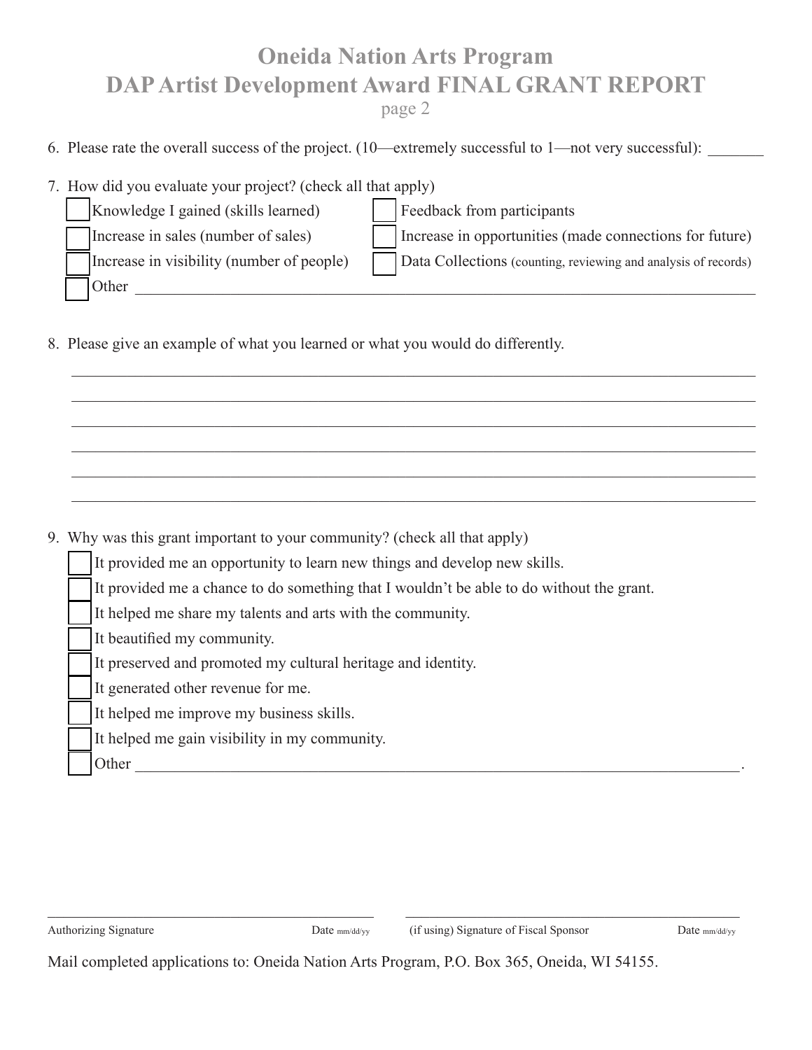# Oneida Nation Arts Program
# DAP Artist Development Award FINAL GRANT REPORT

page 2

6. Please rate the overall success of the project. (10—extremely successful to 1—not very successful): _______

7. How did you evaluate your project? (check all that apply)
   - [ ] Knowledge I gained (skills learned)
   - [ ] Feedback from participants
   - [ ] Increase in sales (number of sales)
   - [ ] Increase in opportunities (made connections for future)
   - [ ] Increase in visibility (number of people)
   - [ ] Data Collections (counting, reviewing and analysis of records)
   - [ ] Other ______________________________________________

8. Please give an example of what you learned or what you would do differently.

______________________________________________

______________________________________________

______________________________________________

______________________________________________

______________________________________________

______________________________________________

9. Why was this grant important to your community? (check all that apply)
   - [ ] It provided me an opportunity to learn new things and develop new skills.
   - [ ] It provided me a chance to do something that I wouldn't be able to do without the grant.
   - [ ] It helped me share my talents and arts with the community.
   - [ ] It beautified my community.
   - [ ] It preserved and promoted my cultural heritage and identity.
   - [ ] It generated other revenue for me.
   - [ ] It helped me improve my business skills.
   - [ ] It helped me gain visibility in my community.
   - [ ] Other ______________________________________________.

______________________________________________ ______________________________________________

Authorizing Signature Date mm/dd/yy (if using) Signature of Fiscal Sponsor Date mm/dd/yy

Mail completed applications to: Oneida Nation Arts Program, P.O. Box 365, Oneida, WI 54155.